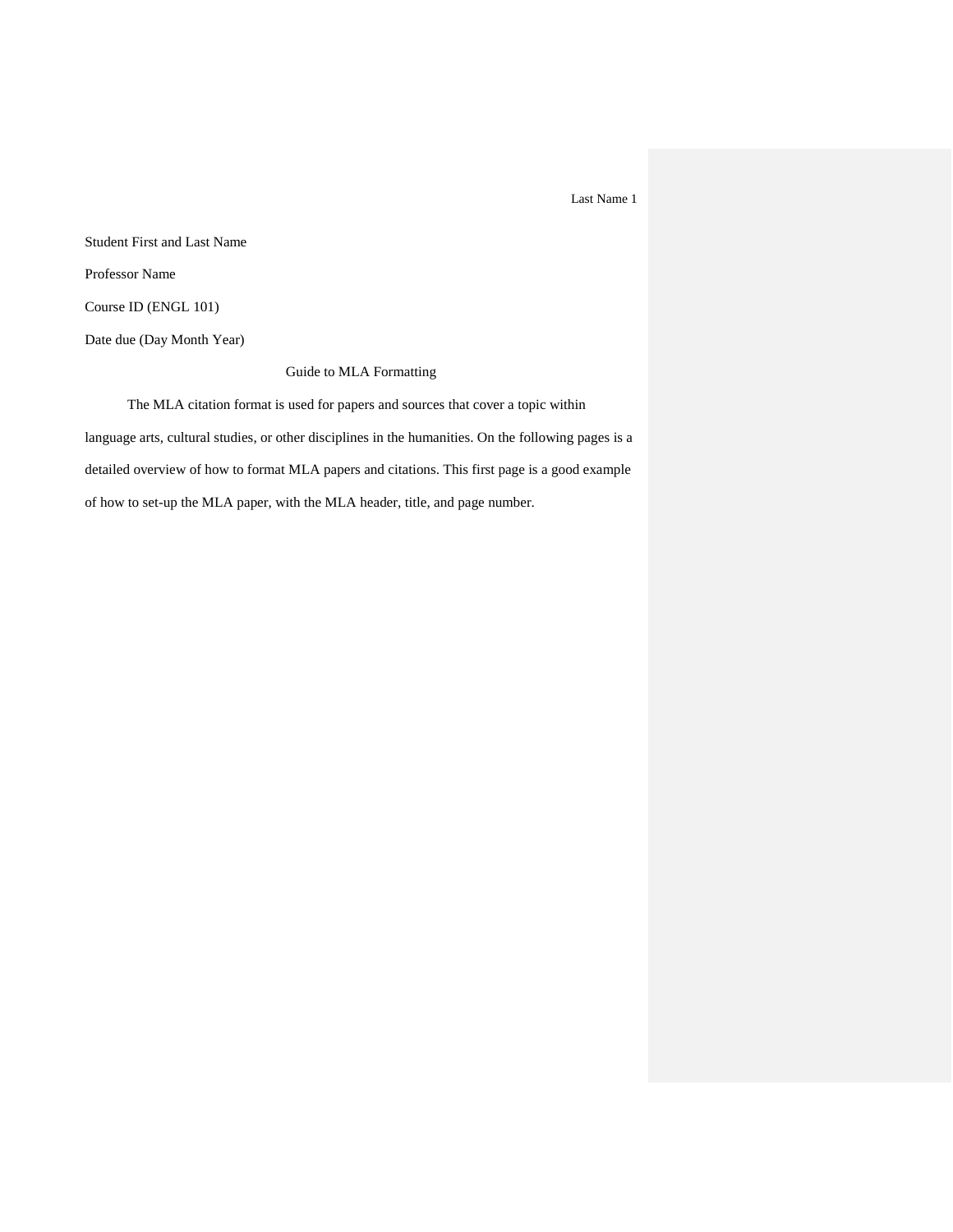Student First and Last Name

Professor Name

Course ID (ENGL 101)

Date due (Day Month Year)

# Guide to MLA Formatting

The MLA citation format is used for papers and sources that cover a topic within language arts, cultural studies, or other disciplines in the humanities. On the following pages is a detailed overview of how to format MLA papers and citations. This first page is a good example of how to set-up the MLA paper, with the MLA header, title, and page number.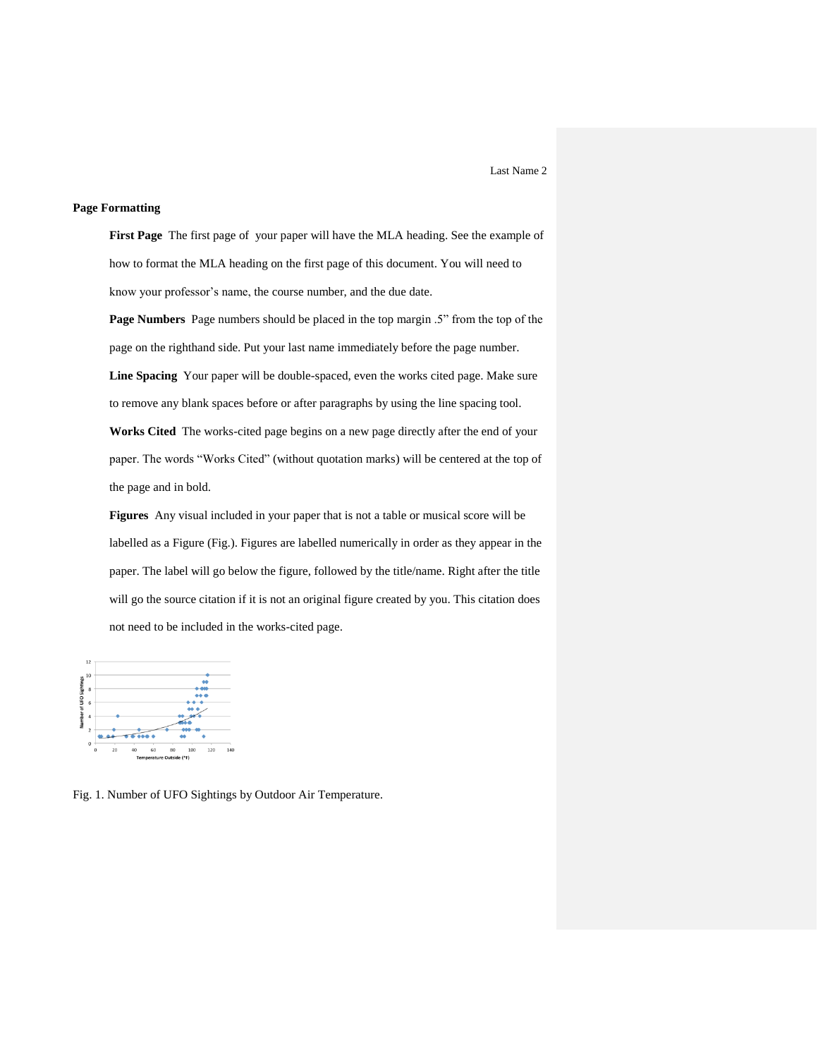**Page Formatting**

**First Page** The first page of your paper will have the MLA heading. See the example of how to format the MLA heading on the first page of this document. You will need to know your professor's name, the course number, and the due date.

**Page Numbers** Page numbers should be placed in the top margin .5" from the top of the page on the righthand side. Put your last name immediately before the page number.

**Line Spacing** Your paper will be double-spaced, even the works cited page. Make sure to remove any blank spaces before or after paragraphs by using the line spacing tool.

**Works Cited** The works-cited page begins on a new page directly after the end of your paper. The words "Works Cited" (without quotation marks) will be centered at the top of the page and in bold.

**Figures** Any visual included in your paper that is not a table or musical score will be labelled as a Figure (Fig.). Figures are labelled numerically in order as they appear in the paper. The label will go below the figure, followed by the title/name. Right after the title will go the source citation if it is not an original figure created by you. This citation does not need to be included in the works-cited page.

Fig. 1. Number of UFO Sightings by Outdoor Air Temperature.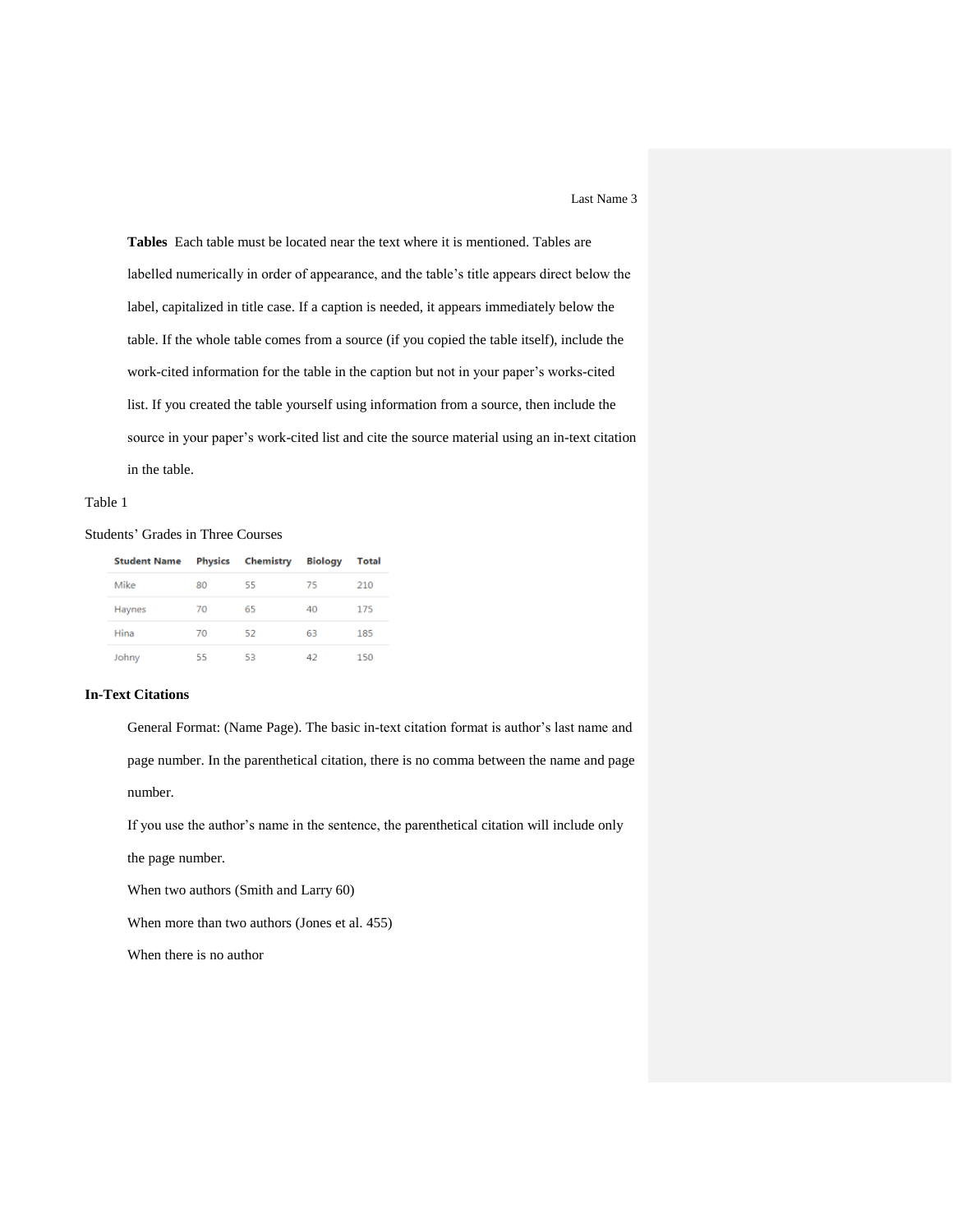**Tables** Each table must be located near the text where it is mentioned. Tables are labelled numerically in order of appearance, and the table's title appears direct below the label, capitalized in title case. If a caption is needed, it appears immediately below the table. If the whole table comes from a source (if you copied the table itself), include the work-cited information for the table in the caption but not in your paper's works-cited list. If you created the table yourself using information from a source, then include the source in your paper's work-cited list and cite the source material using an in-text citation in the table.

Table 1

Students' Grades in Three Courses

| Student Name | Physics | Chemistry | Biology | Total |
|---|---|---|---|---|
| Mike | 80 | 55 | 75 | 210 |
| Haynes | 70 | 65 | 40 | 175 |
| Hina | 70 | 52 | 63 | 185 |
| Johny | 55 | 53 | 42 | 150 |

**In-Text Citations**

General Format: (Name Page). The basic in-text citation format is author's last name and page number. In the parenthetical citation, there is no comma between the name and page number.

If you use the author's name in the sentence, the parenthetical citation will include only the page number.

When two authors (Smith and Larry 60)

When more than two authors (Jones et al. 455)

When there is no author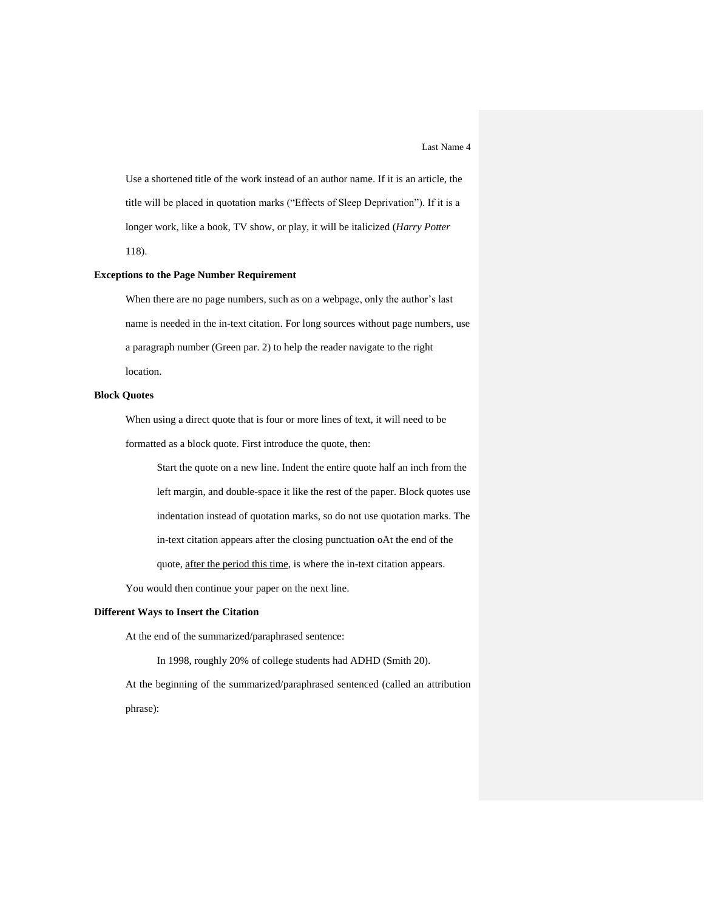Use a shortened title of the work instead of an author name. If it is an article, the title will be placed in quotation marks ("Effects of Sleep Deprivation"). If it is a longer work, like a book, TV show, or play, it will be italicized (*Harry Potter* 118).

**Exceptions to the Page Number Requirement**

When there are no page numbers, such as on a webpage, only the author's last name is needed in the in-text citation. For long sources without page numbers, use a paragraph number (Green par. 2) to help the reader navigate to the right location.

**Block Quotes**

When using a direct quote that is four or more lines of text, it will need to be formatted as a block quote. First introduce the quote, then:

> Start the quote on a new line. Indent the entire quote half an inch from the left margin, and double-space it like the rest of the paper. Block quotes use indentation instead of quotation marks, so do not use quotation marks. The in-text citation appears after the closing punctuation oAt the end of the quote, <u>after the period this time</u>, is where the in-text citation appears.

You would then continue your paper on the next line.

**Different Ways to Insert the Citation**

At the end of the summarized/paraphrased sentence:

> In 1998, roughly 20% of college students had ADHD (Smith 20).

At the beginning of the summarized/paraphrased sentenced (called an attribution phrase):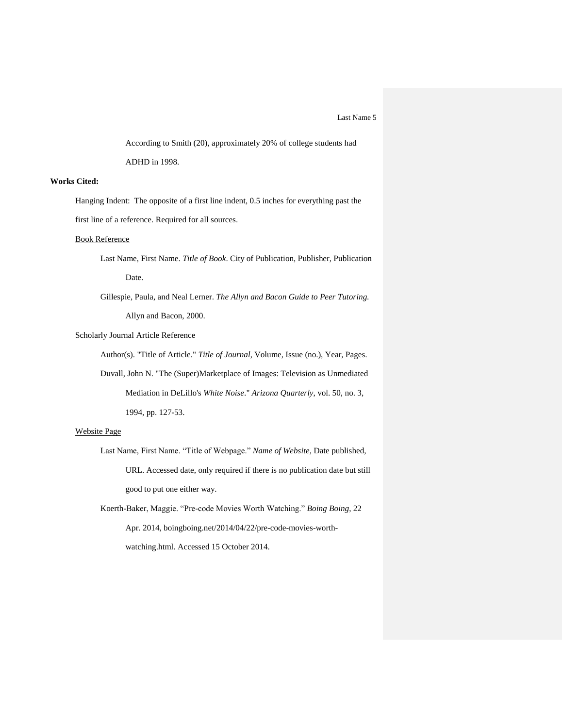According to Smith (20), approximately 20% of college students had ADHD in 1998.

**Works Cited:**

Hanging Indent: The opposite of a first line indent, 0.5 inches for everything past the first line of a reference. Required for all sources.

Book Reference

Last Name, First Name. *Title of Book*. City of Publication, Publisher, Publication Date.

Gillespie, Paula, and Neal Lerner. *The Allyn and Bacon Guide to Peer Tutoring.* Allyn and Bacon, 2000.

Scholarly Journal Article Reference

Author(s). "Title of Article." *Title of Journal*, Volume, Issue (no.), Year, Pages.

Duvall, John N. "The (Super)Marketplace of Images: Television as Unmediated Mediation in DeLillo's *White Noise*." *Arizona Quarterly*, vol. 50, no. 3, 1994, pp. 127-53.

Website Page

Last Name, First Name. “Title of Webpage.” *Name of Website,* Date published, URL. Accessed date, only required if there is no publication date but still good to put one either way.

Koerth-Baker, Maggie. “Pre-code Movies Worth Watching.” *Boing Boing*, 22 Apr. 2014, boingboing.net/2014/04/22/pre-code-movies-worth-watching.html. Accessed 15 October 2014.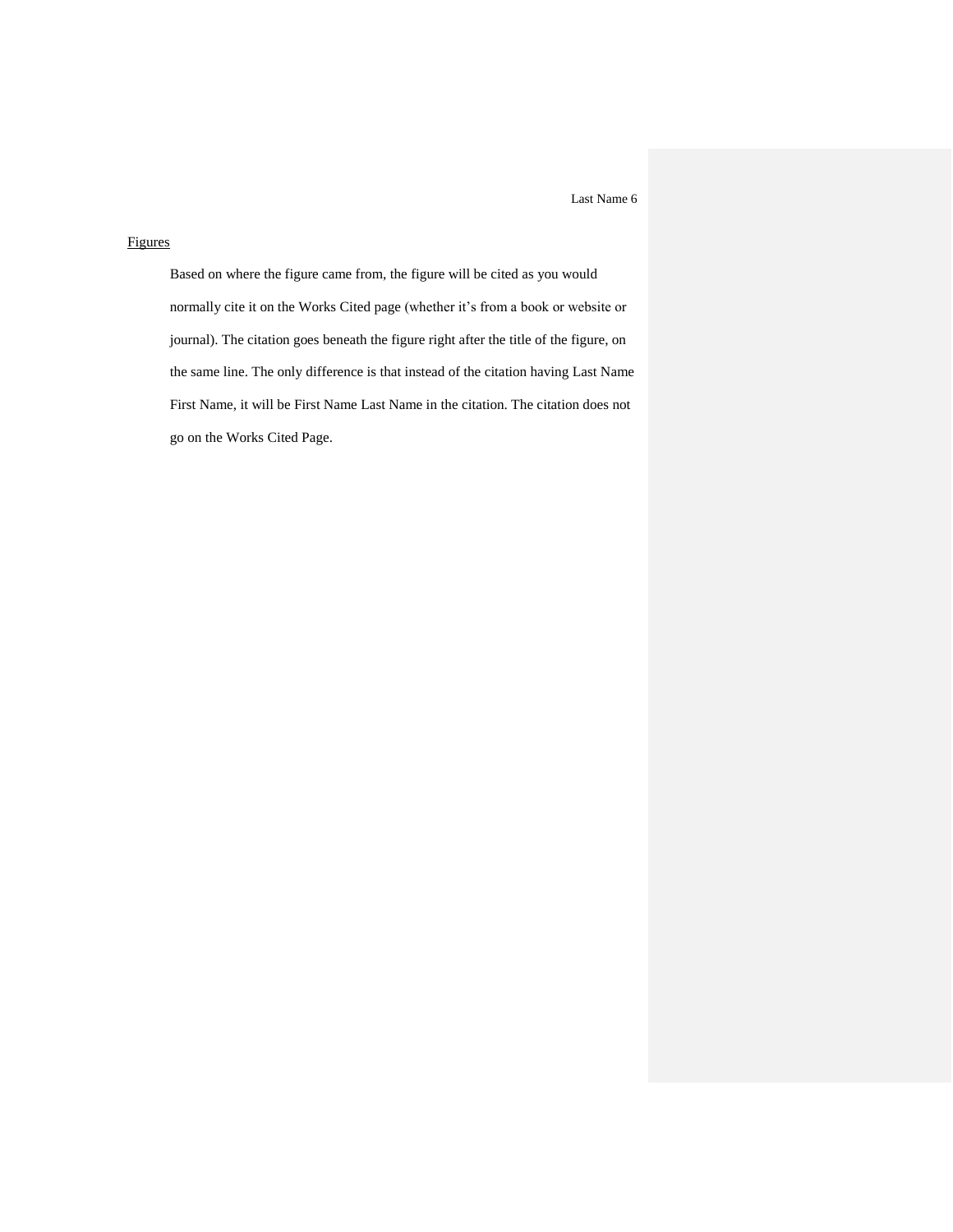Figures

Based on where the figure came from, the figure will be cited as you would normally cite it on the Works Cited page (whether it's from a book or website or journal). The citation goes beneath the figure right after the title of the figure, on the same line. The only difference is that instead of the citation having Last Name First Name, it will be First Name Last Name in the citation. The citation does not go on the Works Cited Page.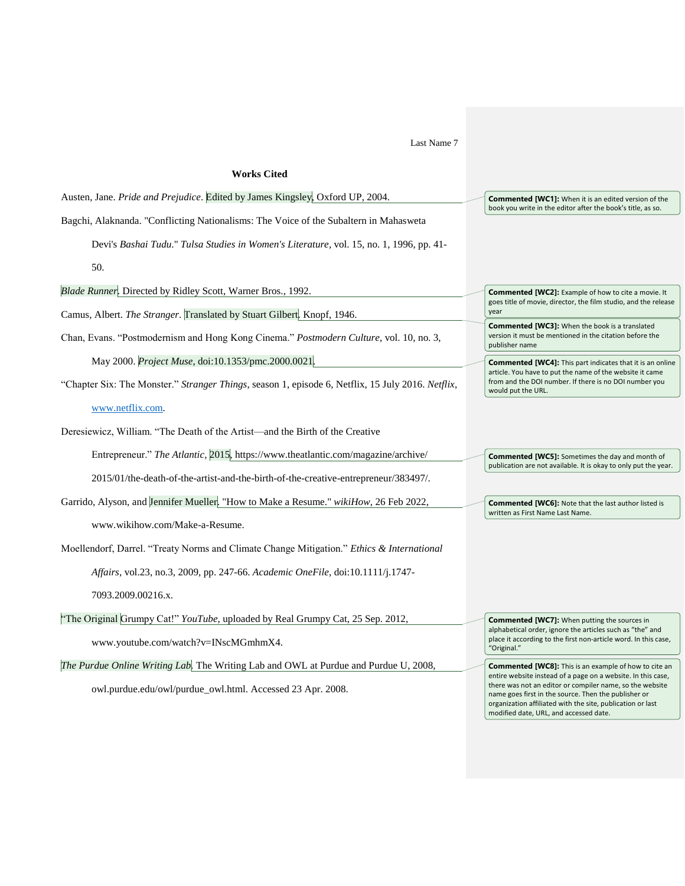## Works Cited

Austen, Jane. *Pride and Prejudice*. Edited by James Kingsley, Oxford UP, 2004.

Bagchi, Alaknanda. "Conflicting Nationalisms: The Voice of the Subaltern in Mahasweta Devi's *Bashai Tudu*." *Tulsa Studies in Women's Literature*, vol. 15, no. 1, 1996, pp. 41-50.

*Blade Runner*. Directed by Ridley Scott, Warner Bros., 1992.

Camus, Albert. *The Stranger*. Translated by Stuart Gilbert. Knopf, 1946.

Chan, Evans. "Postmodernism and Hong Kong Cinema." *Postmodern Culture*, vol. 10, no. 3, May 2000. *Project Muse*, doi:10.1353/pmc.2000.0021.

"Chapter Six: The Monster." *Stranger Things*, season 1, episode 6, Netflix, 15 July 2016. *Netflix*, www.netflix.com.

Deresiewicz, William. "The Death of the Artist—and the Birth of the Creative Entrepreneur." *The Atlantic*, 2015, https://www.theatlantic.com/magazine/archive/2015/01/the-death-of-the-artist-and-the-birth-of-the-creative-entrepreneur/383497/.

Garrido, Alyson, and Jennifer Mueller. "How to Make a Resume." *wikiHow*, 26 Feb 2022, www.wikihow.com/Make-a-Resume.

Moellendorf, Darrel. "Treaty Norms and Climate Change Mitigation." *Ethics & International Affairs*, vol.23, no.3, 2009, pp. 247-66. *Academic OneFile*, doi:10.1111/j.1747-7093.2009.00216.x.

"The Original Grumpy Cat!" *YouTube*, uploaded by Real Grumpy Cat, 25 Sep. 2012, www.youtube.com/watch?v=INscMGmhmX4.

*The Purdue Online Writing Lab*. The Writing Lab and OWL at Purdue and Purdue U, 2008, owl.purdue.edu/owl/purdue_owl.html. Accessed 23 Apr. 2008.

**Commented [WC1]:** When it is an edited version of the book you write in the editor after the book's title, as so.

**Commented [WC2]:** Example of how to cite a movie. It goes title of movie, director, the film studio, and the release year

**Commented [WC3]:** When the book is a translated version it must be mentioned in the citation before the publisher name

**Commented [WC4]:** This part indicates that it is an online article. You have to put the name of the website it came from and the DOI number. If there is no DOI number you would put the URL.

**Commented [WC5]:** Sometimes the day and month of publication are not available. It is okay to only put the year.

**Commented [WC6]:** Note that the last author listed is written as First Name Last Name.

**Commented [WC7]:** When putting the sources in alphabetical order, ignore the articles such as "the" and place it according to the first non-article word. In this case, "Original."

**Commented [WC8]:** This is an example of how to cite an entire website instead of a page on a website. In this case, there was not an editor or compiler name, so the website name goes first in the source. Then the publisher or organization affiliated with the site, publication or last modified date, URL, and accessed date.